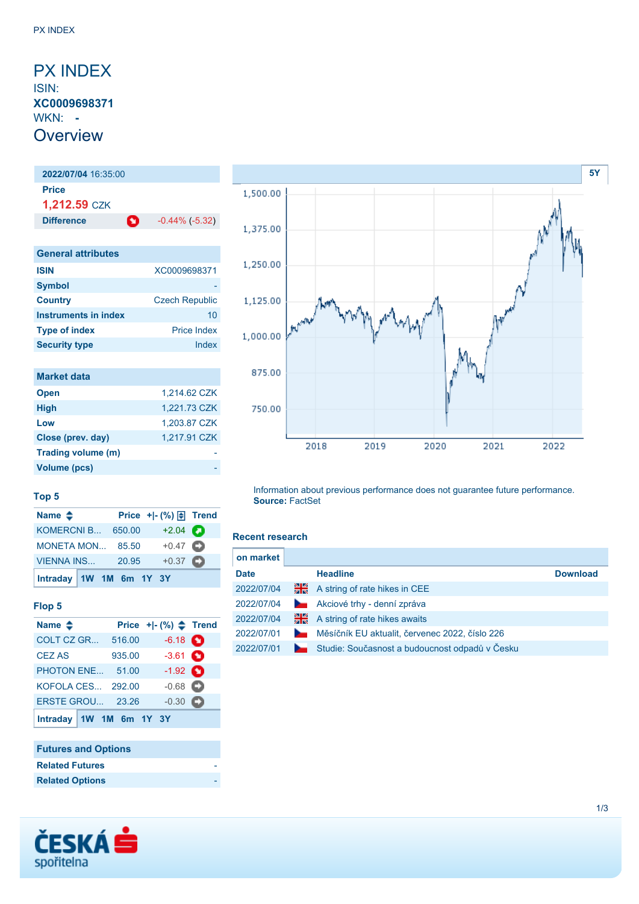PX INDEX

# PX INDEX

ISIN:
**XC0009698371**
WKN: **-**

## Overview

| **2022/07/04** 16:35:00 | |
|---|---|
| **Price** | |
| 1,212.59 CZK | |
| **Difference** | -0.44% (-5.32) |

| General attributes | |
|---|---|
| **ISIN** | XC0009698371 |
| **Symbol** | - |
| **Country** | Czech Republic |
| **Instruments in index** | 10 |
| **Type of index** | Price Index |
| **Security type** | Index |

| Market data | |
|---|---|
| **Open** | 1,214.62 CZK |
| **High** | 1,221.73 CZK |
| **Low** | 1,203.87 CZK |
| **Close (prev. day)** | 1,217.91 CZK |
| **Trading volume (m)** | - |
| **Volume (pcs)** | - |

### Top 5

| Name | Price | +\|- (%) | Trend |
|---|---|---|---|
| KOMERCNI B... | 650.00 | +2.04 | |
| MONETA MON... | 85.50 | +0.47 | |
| VIENNA INS... | 20.95 | +0.37 | |

Intraday 1W 1M 6m 1Y 3Y

### Flop 5

| Name | Price | +\|- (%) | Trend |
|---|---|---|---|
| COLT CZ GR... | 516.00 | -6.18 | |
| CEZ AS | 935.00 | -3.61 | |
| PHOTON ENE... | 51.00 | -1.92 | |
| KOFOLA CES... | 292.00 | -0.68 | |
| ERSTE GROU... | 23.26 | -0.30 | |

Intraday 1W 1M 6m 1Y 3Y

| Futures and Options | |
|---|---|
| **Related Futures** | - |
| **Related Options** | - |

5Y

Information about previous performance does not guarantee future performance.
**Source:** FactSet

### Recent research

on market

| Date | Headline | Download |
|---|---|---|
| 2022/07/04 | A string of rate hikes in CEE | |
| 2022/07/04 | Akciové trhy - denní zpráva | |
| 2022/07/04 | A string of rate hikes awaits | |
| 2022/07/01 | Měsíčník EU aktualit, červenec 2022, číslo 226 | |
| 2022/07/01 | Studie: Současnost a budoucnost odpadů v Česku | |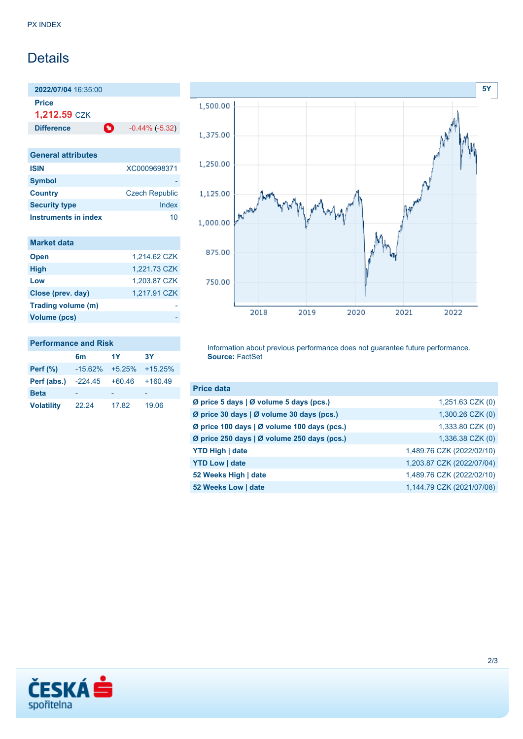# Details

| 2022/07/04 16:35:00 | |
|---|---|
| **Price** | |
| **1,212.59** CZK | |
| **Difference** | -0.44% (-5.32) |

| General attributes | |
|---|---|
| **ISIN** | XC0009698371 |
| **Symbol** | - |
| **Country** | Czech Republic |
| **Security type** | Index |
| **Instruments in index** | 10 |

| Market data | |
|---|---|
| **Open** | 1,214.62 CZK |
| **High** | 1,221.73 CZK |
| **Low** | 1,203.87 CZK |
| **Close (prev. day)** | 1,217.91 CZK |
| **Trading volume (m)** | - |
| **Volume (pcs)** | - |

| Performance and Risk | 6m | 1Y | 3Y |
|---|---|---|---|
| **Perf (%)** | -15.62% | +5.25% | +15.25% |
| **Perf (abs.)** | -224.45 | +60.46 | +160.49 |
| **Beta** | - | - | - |
| **Volatility** | 22.24 | 17.82 | 19.06 |

Information about previous performance does not guarantee future performance.
**Source:** FactSet

| Price data | |
|---|---|
| **Ø price 5 days \| Ø volume 5 days (pcs.)** | 1,251.63 CZK (0) |
| **Ø price 30 days \| Ø volume 30 days (pcs.)** | 1,300.26 CZK (0) |
| **Ø price 100 days \| Ø volume 100 days (pcs.)** | 1,333.80 CZK (0) |
| **Ø price 250 days \| Ø volume 250 days (pcs.)** | 1,336.38 CZK (0) |
| **YTD High \| date** | 1,489.76 CZK (2022/02/10) |
| **YTD Low \| date** | 1,203.87 CZK (2022/07/04) |
| **52 Weeks High \| date** | 1,489.76 CZK (2022/02/10) |
| **52 Weeks Low \| date** | 1,144.79 CZK (2021/07/08) |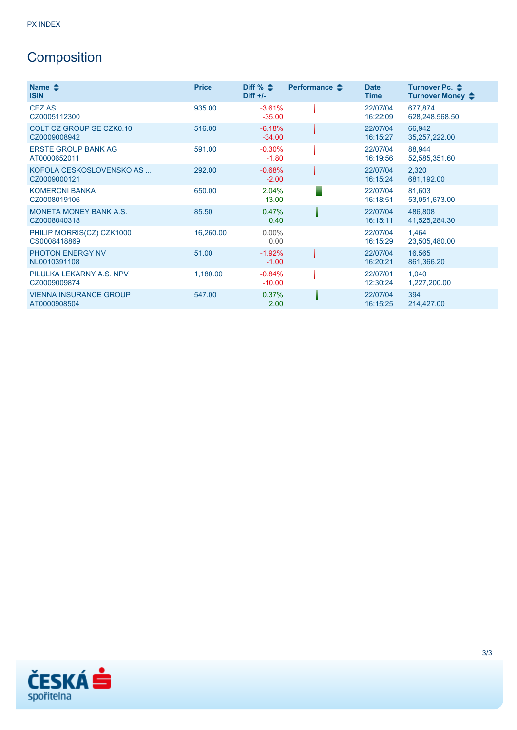PX INDEX

# Composition

| Name ISIN | Price | Diff % Diff +/- | Performance | Date Time | Turnover Pc. Turnover Money |
|---|---|---|---|---|---|
| CEZ AS CZ0005112300 | 935.00 | -3.61% -35.00 | | 22/07/04 16:22:09 | 677,874 628,248,568.50 |
| COLT CZ GROUP SE CZK0.10 CZ0009008942 | 516.00 | -6.18% -34.00 | | 22/07/04 16:15:27 | 66,942 35,257,222.00 |
| ERSTE GROUP BANK AG AT0000652011 | 591.00 | -0.30% -1.80 | | 22/07/04 16:19:56 | 88,944 52,585,351.60 |
| KOFOLA CESKOSLOVENSKO AS ... CZ0009000121 | 292.00 | -0.68% -2.00 | | 22/07/04 16:15:24 | 2,320 681,192.00 |
| KOMERCNI BANKA CZ0008019106 | 650.00 | 2.04% 13.00 | | 22/07/04 16:18:51 | 81,603 53,051,673.00 |
| MONETA MONEY BANK A.S. CZ0008040318 | 85.50 | 0.47% 0.40 | | 22/07/04 16:15:11 | 486,808 41,525,284.30 |
| PHILIP MORRIS(CZ) CZK1000 CS0008418869 | 16,260.00 | 0.00% 0.00 | | 22/07/04 16:15:29 | 1,464 23,505,480.00 |
| PHOTON ENERGY NV NL0010391108 | 51.00 | -1.92% -1.00 | | 22/07/04 16:20:21 | 16,565 861,366.20 |
| PILULKA LEKARNY A.S. NPV CZ0009009874 | 1,180.00 | -0.84% -10.00 | | 22/07/01 12:30:24 | 1,040 1,227,200.00 |
| VIENNA INSURANCE GROUP AT0000908504 | 547.00 | 0.37% 2.00 | | 22/07/04 16:15:25 | 394 214,427.00 |